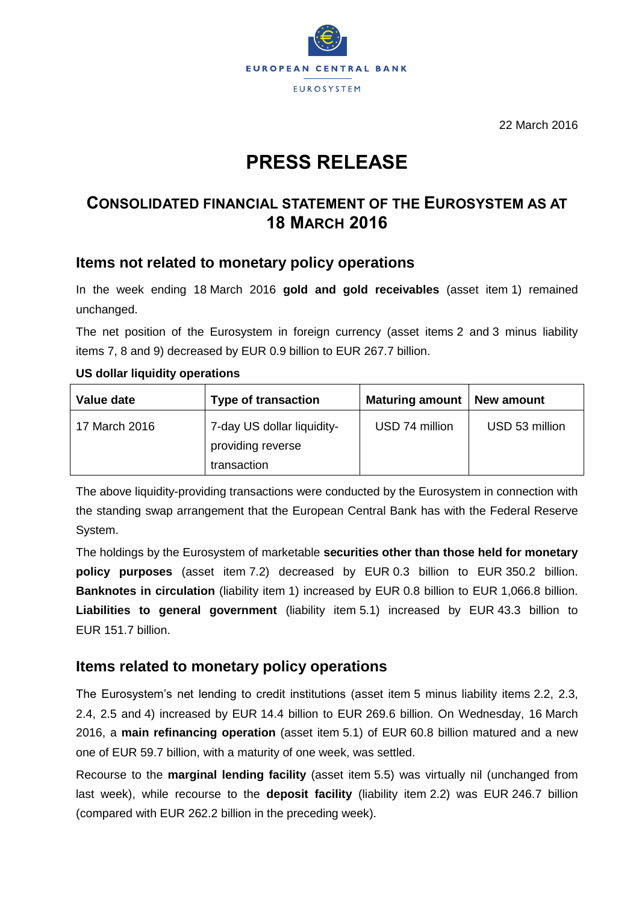EUROPEAN CENTRAL BANK

EUROSYSTEM

22 March 2016

# PRESS RELEASE

## CONSOLIDATED FINANCIAL STATEMENT OF THE EUROSYSTEM AS AT 18 MARCH 2016

### Items not related to monetary policy operations

In the week ending 18 March 2016 **gold and gold receivables** (asset item 1) remained unchanged.

The net position of the Eurosystem in foreign currency (asset items 2 and 3 minus liability items 7, 8 and 9) decreased by EUR 0.9 billion to EUR 267.7 billion.

**US dollar liquidity operations**

| Value date | Type of transaction | Maturing amount | New amount |
|---|---|---|---|
| 17 March 2016 | 7-day US dollar liquidity-providing reverse transaction | USD 74 million | USD 53 million |

The above liquidity-providing transactions were conducted by the Eurosystem in connection with the standing swap arrangement that the European Central Bank has with the Federal Reserve System.

The holdings by the Eurosystem of marketable **securities other than those held for monetary policy purposes** (asset item 7.2) decreased by EUR 0.3 billion to EUR 350.2 billion. **Banknotes in circulation** (liability item 1) increased by EUR 0.8 billion to EUR 1,066.8 billion. **Liabilities to general government** (liability item 5.1) increased by EUR 43.3 billion to EUR 151.7 billion.

### Items related to monetary policy operations

The Eurosystem's net lending to credit institutions (asset item 5 minus liability items 2.2, 2.3, 2.4, 2.5 and 4) increased by EUR 14.4 billion to EUR 269.6 billion. On Wednesday, 16 March 2016, a **main refinancing operation** (asset item 5.1) of EUR 60.8 billion matured and a new one of EUR 59.7 billion, with a maturity of one week, was settled.

Recourse to the **marginal lending facility** (asset item 5.5) was virtually nil (unchanged from last week), while recourse to the **deposit facility** (liability item 2.2) was EUR 246.7 billion (compared with EUR 262.2 billion in the preceding week).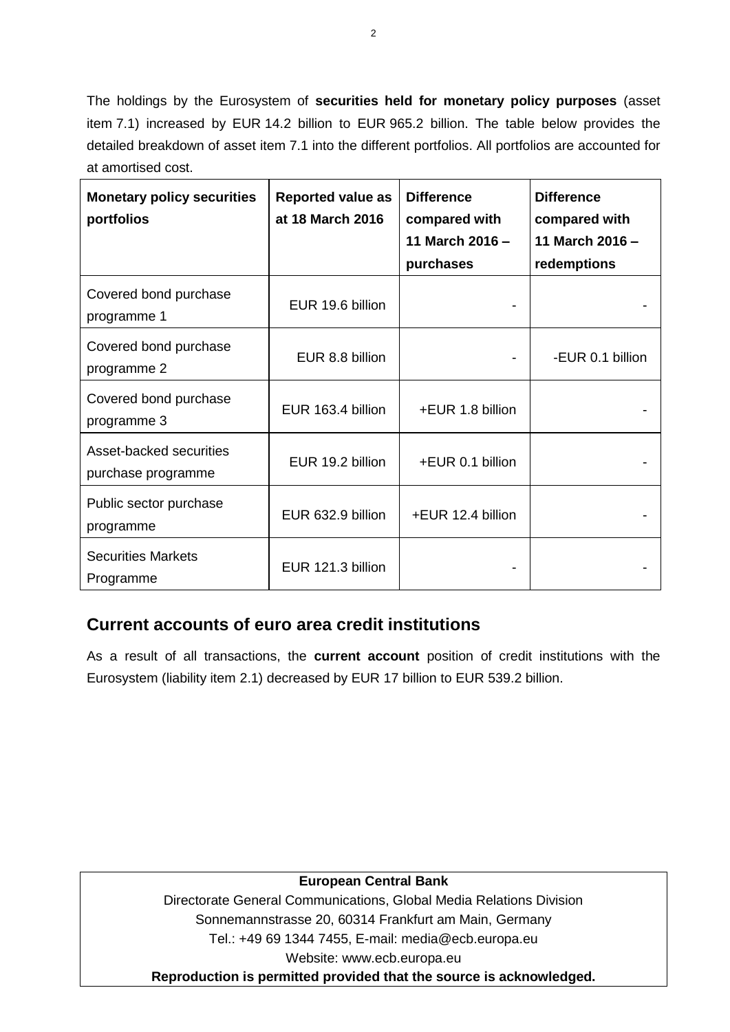The holdings by the Eurosystem of **securities held for monetary policy purposes** (asset item 7.1) increased by EUR 14.2 billion to EUR 965.2 billion. The table below provides the detailed breakdown of asset item 7.1 into the different portfolios. All portfolios are accounted for at amortised cost.

| **Monetary policy securities portfolios** | **Reported value as at 18 March 2016** | **Difference compared with 11 March 2016 – purchases** | **Difference compared with 11 March 2016 – redemptions** |
|---|---|---|---|
| Covered bond purchase programme 1 | EUR 19.6 billion | - | - |
| Covered bond purchase programme 2 | EUR 8.8 billion | - | -EUR 0.1 billion |
| Covered bond purchase programme 3 | EUR 163.4 billion | +EUR 1.8 billion | - |
| Asset-backed securities purchase programme | EUR 19.2 billion | +EUR 0.1 billion | - |
| Public sector purchase programme | EUR 632.9 billion | +EUR 12.4 billion | - |
| Securities Markets Programme | EUR 121.3 billion | - | - |

## Current accounts of euro area credit institutions

As a result of all transactions, the **current account** position of credit institutions with the Eurosystem (liability item 2.1) decreased by EUR 17 billion to EUR 539.2 billion.

**European Central Bank**

Directorate General Communications, Global Media Relations Division

Sonnemannstrasse 20, 60314 Frankfurt am Main, Germany

Tel.: +49 69 1344 7455, E-mail: media@ecb.europa.eu

Website: www.ecb.europa.eu

**Reproduction is permitted provided that the source is acknowledged.**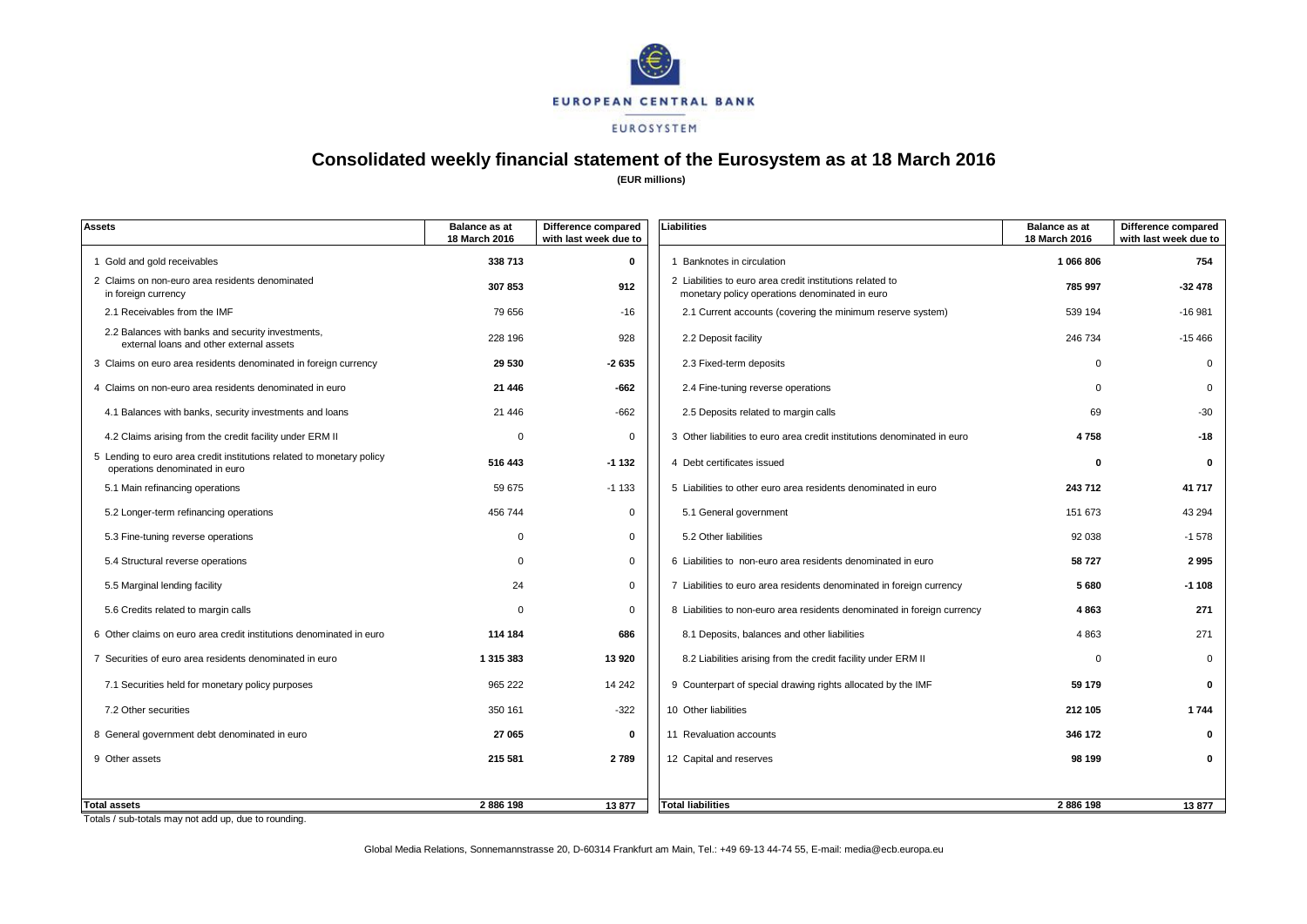EUROPEAN CENTRAL BANK

EUROSYSTEM

# Consolidated weekly financial statement of the Eurosystem as at 18 March 2016

**(EUR millions)**

| Assets | Balance as at 18 March 2016 | Difference compared with last week due to |
|---|---|---|
| 1 Gold and gold receivables | **338 713** | **0** |
| 2 Claims on non-euro area residents denominated in foreign currency | **307 853** | **912** |
| 2.1 Receivables from the IMF | 79 656 | -16 |
| 2.2 Balances with banks and security investments, external loans and other external assets | 228 196 | 928 |
| 3 Claims on euro area residents denominated in foreign currency | **29 530** | **-2 635** |
| 4 Claims on non-euro area residents denominated in euro | **21 446** | **-662** |
| 4.1 Balances with banks, security investments and loans | 21 446 | -662 |
| 4.2 Claims arising from the credit facility under ERM II | 0 | 0 |
| 5 Lending to euro area credit institutions related to monetary policy operations denominated in euro | **516 443** | **-1 132** |
| 5.1 Main refinancing operations | 59 675 | -1 133 |
| 5.2 Longer-term refinancing operations | 456 744 | 0 |
| 5.3 Fine-tuning reverse operations | 0 | 0 |
| 5.4 Structural reverse operations | 0 | 0 |
| 5.5 Marginal lending facility | 24 | 0 |
| 5.6 Credits related to margin calls | 0 | 0 |
| 6 Other claims on euro area credit institutions denominated in euro | **114 184** | **686** |
| 7 Securities of euro area residents denominated in euro | **1 315 383** | **13 920** |
| 7.1 Securities held for monetary policy purposes | 965 222 | 14 242 |
| 7.2 Other securities | 350 161 | -322 |
| 8 General government debt denominated in euro | **27 065** | **0** |
| 9 Other assets | **215 581** | **2 789** |
| **Total assets** | **2 886 198** | **13 877** |

| Liabilities | Balance as at 18 March 2016 | Difference compared with last week due to |
|---|---|---|
| 1 Banknotes in circulation | **1 066 806** | **754** |
| 2 Liabilities to euro area credit institutions related to monetary policy operations denominated in euro | **785 997** | **-32 478** |
| 2.1 Current accounts (covering the minimum reserve system) | 539 194 | -16 981 |
| 2.2 Deposit facility | 246 734 | -15 466 |
| 2.3 Fixed-term deposits | 0 | 0 |
| 2.4 Fine-tuning reverse operations | 0 | 0 |
| 2.5 Deposits related to margin calls | 69 | -30 |
| 3 Other liabilities to euro area credit institutions denominated in euro | **4 758** | **-18** |
| 4 Debt certificates issued | **0** | **0** |
| 5 Liabilities to other euro area residents denominated in euro | **243 712** | **41 717** |
| 5.1 General government | 151 673 | 43 294 |
| 5.2 Other liabilities | 92 038 | -1 578 |
| 6 Liabilities to non-euro area residents denominated in euro | **58 727** | **2 995** |
| 7 Liabilities to euro area residents denominated in foreign currency | **5 680** | **-1 108** |
| 8 Liabilities to non-euro area residents denominated in foreign currency | **4 863** | **271** |
| 8.1 Deposits, balances and other liabilities | 4 863 | 271 |
| 8.2 Liabilities arising from the credit facility under ERM II | 0 | 0 |
| 9 Counterpart of special drawing rights allocated by the IMF | **59 179** | **0** |
| 10 Other liabilities | **212 105** | **1 744** |
| 11 Revaluation accounts | **346 172** | **0** |
| 12 Capital and reserves | **98 199** | **0** |
| **Total liabilities** | **2 886 198** | **13 877** |

Totals / sub-totals may not add up, due to rounding.

Global Media Relations, Sonnemannstrasse 20, D-60314 Frankfurt am Main, Tel.: +49 69-13 44-74 55, E-mail: media@ecb.europa.eu